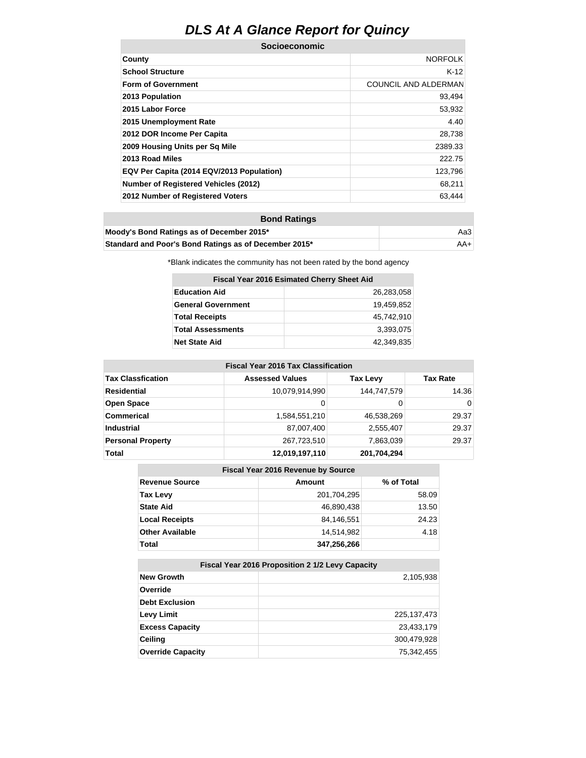# DLS At A Glance Report for Quincy

| Socioeconomic | |
|---|---|
| **County** | NORFOLK |
| **School Structure** | K-12 |
| **Form of Government** | COUNCIL AND ALDERMAN |
| **2013 Population** | 93,494 |
| **2015 Labor Force** | 53,932 |
| **2015 Unemployment Rate** | 4.40 |
| **2012 DOR Income Per Capita** | 28,738 |
| **2009 Housing Units per Sq Mile** | 2389.33 |
| **2013 Road Miles** | 222.75 |
| **EQV Per Capita (2014 EQV/2013 Population)** | 123,796 |
| **Number of Registered Vehicles (2012)** | 68,211 |
| **2012 Number of Registered Voters** | 63,444 |

| Bond Ratings | |
|---|---|
| **Moody's Bond Ratings as of December 2015*** | Aa3 |
| **Standard and Poor's Bond Ratings as of December 2015*** | AA+ |

*Blank indicates the community has not been rated by the bond agency

| Fiscal Year 2016 Esimated Cherry Sheet Aid | |
|---|---|
| **Education Aid** | 26,283,058 |
| **General Government** | 19,459,852 |
| **Total Receipts** | 45,742,910 |
| **Total Assessments** | 3,393,075 |
| **Net State Aid** | 42,349,835 |

| Fiscal Year 2016 Tax Classification | | | |
|---|---|---|---|
| **Tax Classfication** | **Assessed Values** | **Tax Levy** | **Tax Rate** |
| **Residential** | 10,079,914,990 | 144,747,579 | 14.36 |
| **Open Space** | 0 | 0 | 0 |
| **Commerical** | 1,584,551,210 | 46,538,269 | 29.37 |
| **Industrial** | 87,007,400 | 2,555,407 | 29.37 |
| **Personal Property** | 267,723,510 | 7,863,039 | 29.37 |
| **Total** | **12,019,197,110** | **201,704,294** | |

| Fiscal Year 2016 Revenue by Source | | |
|---|---|---|
| **Revenue Source** | **Amount** | **% of Total** |
| **Tax Levy** | 201,704,295 | 58.09 |
| **State Aid** | 46,890,438 | 13.50 |
| **Local Receipts** | 84,146,551 | 24.23 |
| **Other Available** | 14,514,982 | 4.18 |
| **Total** | **347,256,266** | |

| Fiscal Year 2016 Proposition 2 1/2 Levy Capacity | |
|---|---|
| **New Growth** | 2,105,938 |
| **Override** | |
| **Debt Exclusion** | |
| **Levy Limit** | 225,137,473 |
| **Excess Capacity** | 23,433,179 |
| **Ceiling** | 300,479,928 |
| **Override Capacity** | 75,342,455 |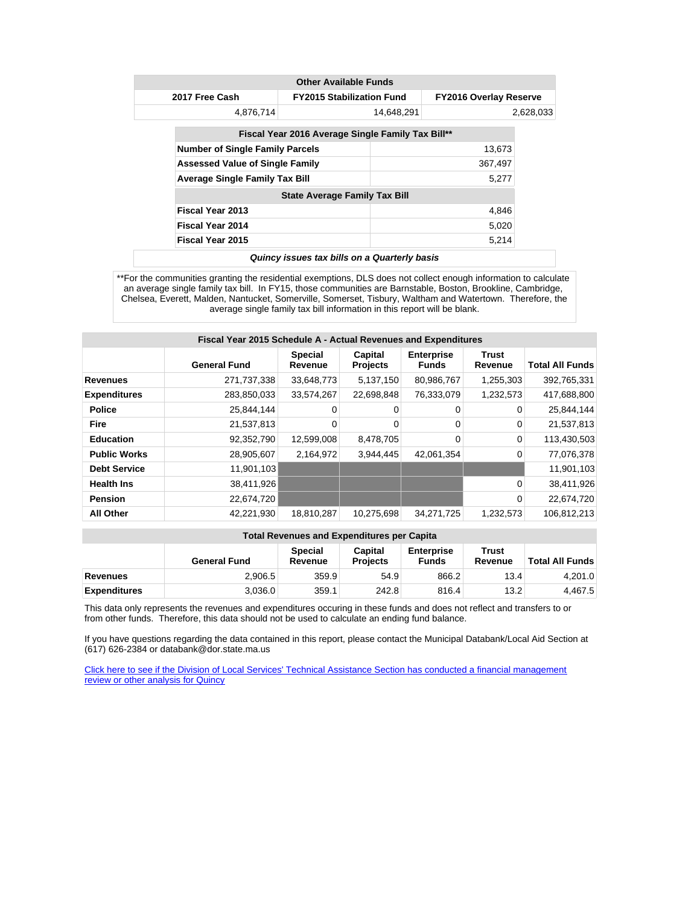| Other Available Funds | | |
|---|---|---|
| **2017 Free Cash** | **FY2015 Stabilization Fund** | **FY2016 Overlay Reserve** |
| 4,876,714 | 14,648,291 | 2,628,033 |

| Fiscal Year 2016 Average Single Family Tax Bill** | |
|---|---|
| **Number of Single Family Parcels** | 13,673 |
| **Assessed Value of Single Family** | 367,497 |
| **Average Single Family Tax Bill** | 5,277 |
| **State Average Family Tax Bill** | |
| **Fiscal Year 2013** | 4,846 |
| **Fiscal Year 2014** | 5,020 |
| **Fiscal Year 2015** | 5,214 |

***Quincy issues tax bills on a Quarterly basis***

**For the communities granting the residential exemptions, DLS does not collect enough information to calculate an average single family tax bill. In FY15, those communities are Barnstable, Boston, Brookline, Cambridge, Chelsea, Everett, Malden, Nantucket, Somerville, Somerset, Tisbury, Waltham and Watertown. Therefore, the average single family tax bill information in this report will be blank.

| Fiscal Year 2015 Schedule A - Actual Revenues and Expenditures | | | | | | |
|---|---|---|---|---|---|---|
| | **General Fund** | **Special Revenue** | **Capital Projects** | **Enterprise Funds** | **Trust Revenue** | **Total All Funds** |
| **Revenues** | 271,737,338 | 33,648,773 | 5,137,150 | 80,986,767 | 1,255,303 | 392,765,331 |
| **Expenditures** | 283,850,033 | 33,574,267 | 22,698,848 | 76,333,079 | 1,232,573 | 417,688,800 |
| **Police** | 25,844,144 | 0 | 0 | 0 | 0 | 25,844,144 |
| **Fire** | 21,537,813 | 0 | 0 | 0 | 0 | 21,537,813 |
| **Education** | 92,352,790 | 12,599,008 | 8,478,705 | 0 | 0 | 113,430,503 |
| **Public Works** | 28,905,607 | 2,164,972 | 3,944,445 | 42,061,354 | 0 | 77,076,378 |
| **Debt Service** | 11,901,103 | | | | | 11,901,103 |
| **Health Ins** | 38,411,926 | | | | 0 | 38,411,926 |
| **Pension** | 22,674,720 | | | | 0 | 22,674,720 |
| **All Other** | 42,221,930 | 18,810,287 | 10,275,698 | 34,271,725 | 1,232,573 | 106,812,213 |

| Total Revenues and Expenditures per Capita | | | | | | |
|---|---|---|---|---|---|---|
| | **General Fund** | **Special Revenue** | **Capital Projects** | **Enterprise Funds** | **Trust Revenue** | **Total All Funds** |
| **Revenues** | 2,906.5 | 359.9 | 54.9 | 866.2 | 13.4 | 4,201.0 |
| **Expenditures** | 3,036.0 | 359.1 | 242.8 | 816.4 | 13.2 | 4,467.5 |

This data only represents the revenues and expenditures occuring in these funds and does not reflect and transfers to or from other funds. Therefore, this data should not be used to calculate an ending fund balance.

If you have questions regarding the data contained in this report, please contact the Municipal Databank/Local Aid Section at (617) 626-2384 or databank@dor.state.ma.us

Click here to see if the Division of Local Services' Technical Assistance Section has conducted a financial management review or other analysis for Quincy